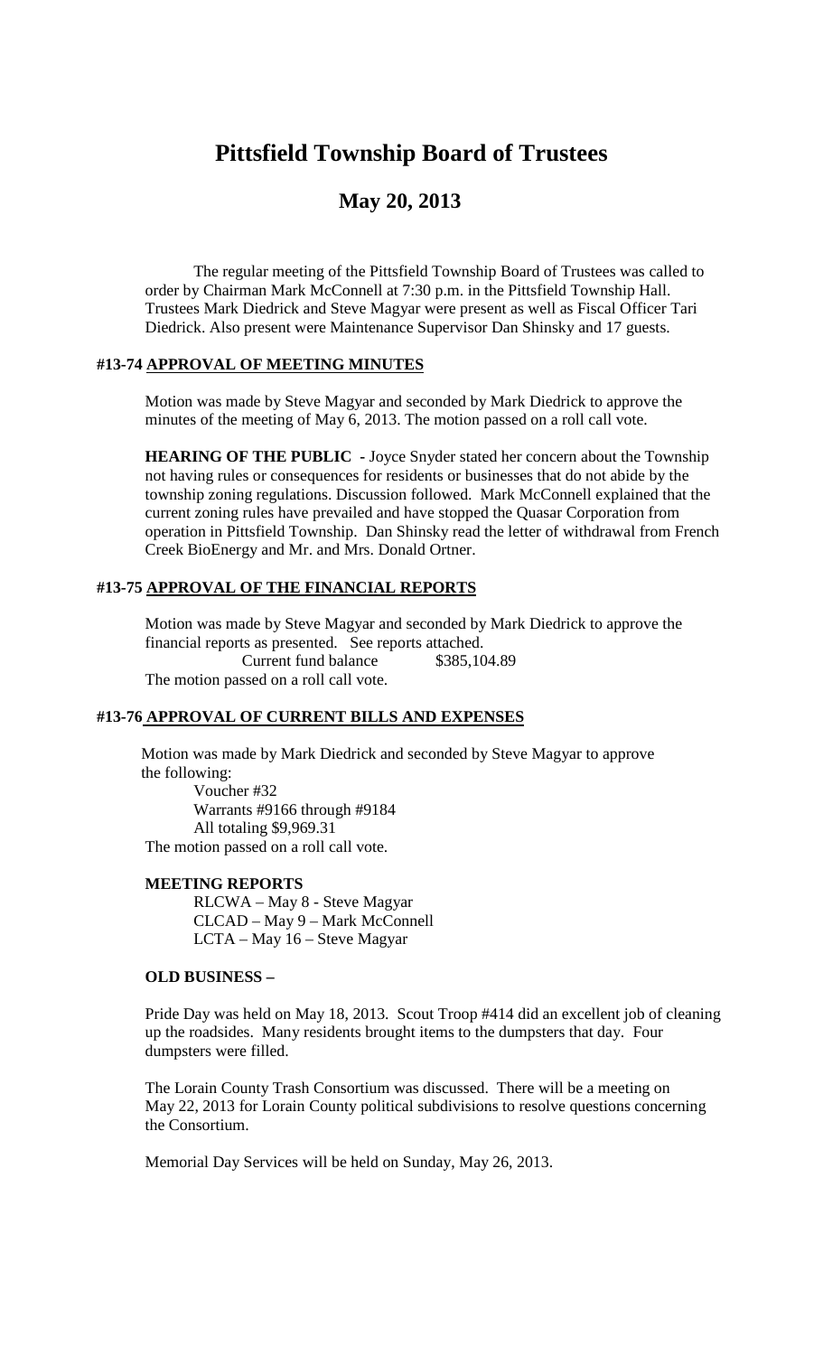# Pittsfield Township Board of Trustees

## May 20, 2013

The regular meeting of the Pittsfield Township Board of Trustees was called to order by Chairman Mark McConnell at 7:30 p.m. in the Pittsfield Township Hall. Trustees Mark Diedrick and Steve Magyar were present as well as Fiscal Officer Tari Diedrick. Also present were Maintenance Supervisor Dan Shinsky and 17 guests.

### #13-74 APPROVAL OF MEETING MINUTES

Motion was made by Steve Magyar and seconded by Mark Diedrick to approve the minutes of the meeting of May 6, 2013. The motion passed on a roll call vote.

**HEARING OF THE PUBLIC -** Joyce Snyder stated her concern about the Township not having rules or consequences for residents or businesses that do not abide by the township zoning regulations. Discussion followed. Mark McConnell explained that the current zoning rules have prevailed and have stopped the Quasar Corporation from operation in Pittsfield Township. Dan Shinsky read the letter of withdrawal from French Creek BioEnergy and Mr. and Mrs. Donald Ortner.

### #13-75 APPROVAL OF THE FINANCIAL REPORTS

Motion was made by Steve Magyar and seconded by Mark Diedrick to approve the financial reports as presented. See reports attached.

Current fund balance $385,104.89

The motion passed on a roll call vote.

### #13-76 APPROVAL OF CURRENT BILLS AND EXPENSES

Motion was made by Mark Diedrick and seconded by Steve Magyar to approve the following:

Voucher #32
Warrants #9166 through #9184
All totaling $9,969.31

The motion passed on a roll call vote.

### MEETING REPORTS

RLCWA – May 8 - Steve Magyar
CLCAD – May 9 – Mark McConnell
LCTA – May 16 – Steve Magyar

### OLD BUSINESS –

Pride Day was held on May 18, 2013. Scout Troop #414 did an excellent job of cleaning up the roadsides. Many residents brought items to the dumpsters that day. Four dumpsters were filled.

The Lorain County Trash Consortium was discussed. There will be a meeting on May 22, 2013 for Lorain County political subdivisions to resolve questions concerning the Consortium.

Memorial Day Services will be held on Sunday, May 26, 2013.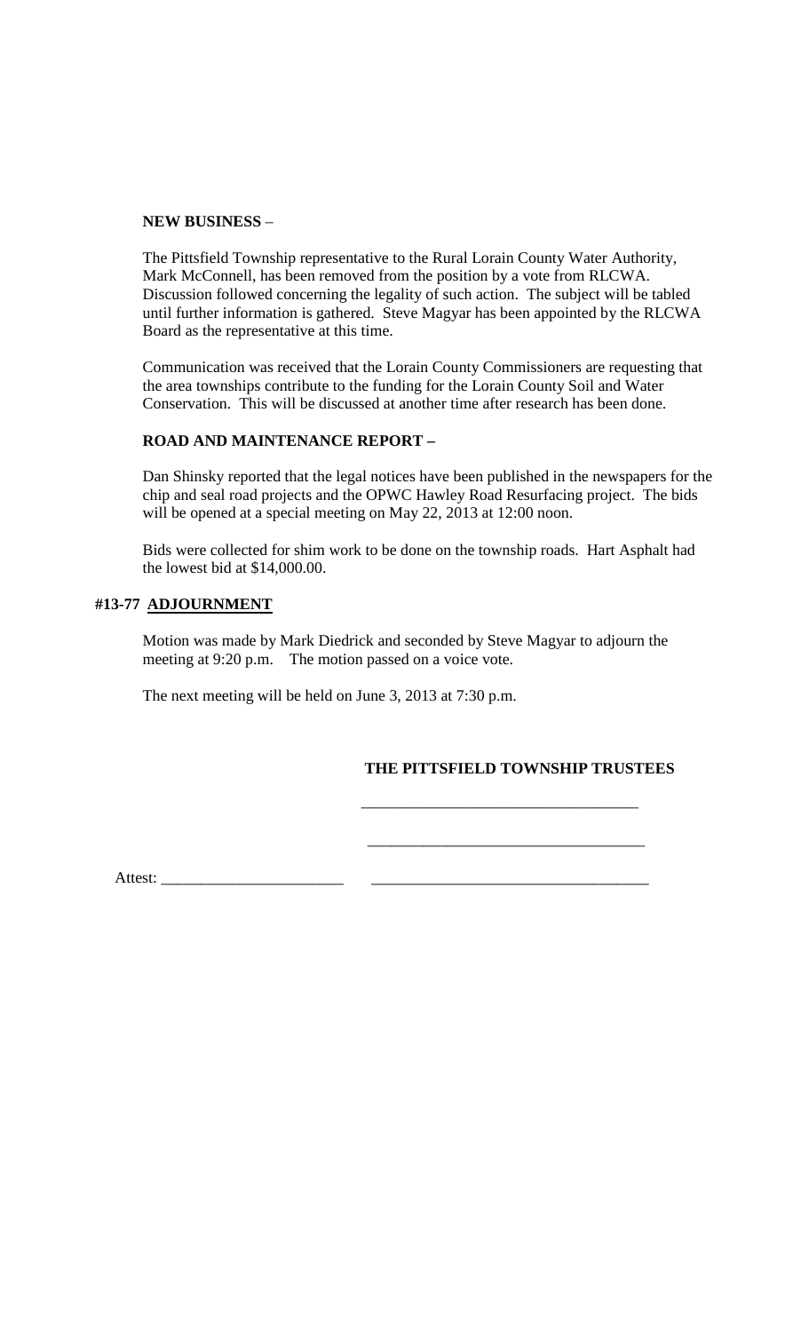**NEW BUSINESS** –

The Pittsfield Township representative to the Rural Lorain County Water Authority, Mark McConnell, has been removed from the position by a vote from RLCWA. Discussion followed concerning the legality of such action. The subject will be tabled until further information is gathered. Steve Magyar has been appointed by the RLCWA Board as the representative at this time.

Communication was received that the Lorain County Commissioners are requesting that the area townships contribute to the funding for the Lorain County Soil and Water Conservation. This will be discussed at another time after research has been done.

**ROAD AND MAINTENANCE REPORT –**

Dan Shinsky reported that the legal notices have been published in the newspapers for the chip and seal road projects and the OPWC Hawley Road Resurfacing project. The bids will be opened at a special meeting on May 22, 2013 at 12:00 noon.

Bids were collected for shim work to be done on the township roads. Hart Asphalt had the lowest bid at $14,000.00.

**#13-77 ADJOURNMENT**

Motion was made by Mark Diedrick and seconded by Steve Magyar to adjourn the meeting at 9:20 p.m. The motion passed on a voice vote.

The next meeting will be held on June 3, 2013 at 7:30 p.m.

**THE PITTSFIELD TOWNSHIP TRUSTEES**

\_\_\_\_\_\_\_\_\_\_\_\_\_\_\_\_\_\_\_\_\_\_\_\_\_\_\_\_\_\_\_\_\_\_\_

\_\_\_\_\_\_\_\_\_\_\_\_\_\_\_\_\_\_\_\_\_\_\_\_\_\_\_\_\_\_\_\_\_\_\_

Attest: \_\_\_\_\_\_\_\_\_\_\_\_\_\_\_\_\_\_\_\_\_\_\_ \_\_\_\_\_\_\_\_\_\_\_\_\_\_\_\_\_\_\_\_\_\_\_\_\_\_\_\_\_\_\_\_\_\_\_